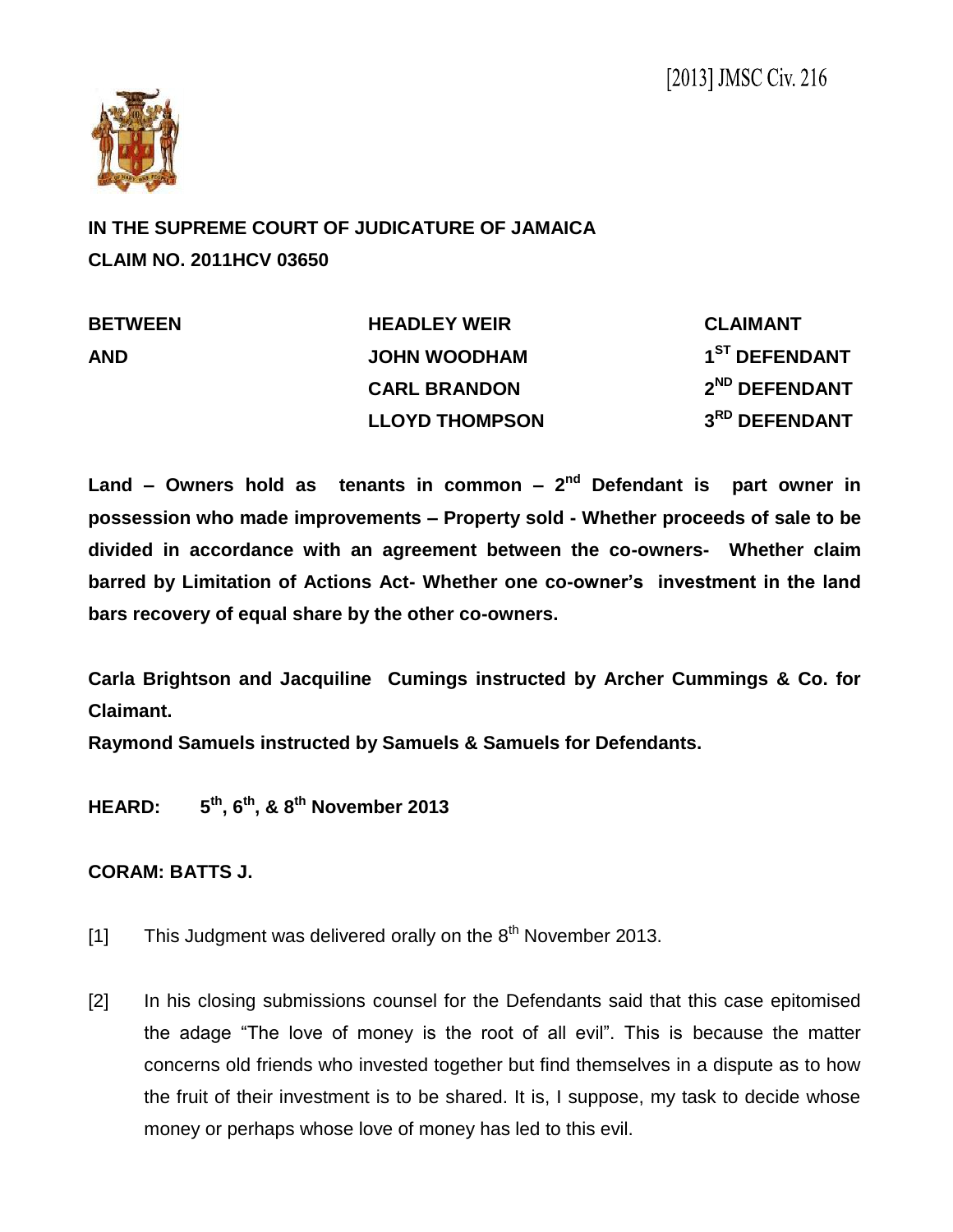[2013] JMSC Civ. 216

**IN THE SUPREME COURT OF JUDICATURE OF JAMAICA**

**CLAIM NO. 2011HCV 03650**

| | | |
|---|---|---|
| **BETWEEN** | **HEADLEY WEIR** | **CLAIMANT** |
| **AND** | **JOHN WOODHAM** | **1ST DEFENDANT** |
| | **CARL BRANDON** | **2ND DEFENDANT** |
| | **LLOYD THOMPSON** | **3RD DEFENDANT** |

**Land – Owners hold as tenants in common – 2nd Defendant is part owner in possession who made improvements – Property sold - Whether proceeds of sale to be divided in accordance with an agreement between the co-owners- Whether claim barred by Limitation of Actions Act- Whether one co-owner's investment in the land bars recovery of equal share by the other co-owners.**

**Carla Brightson and Jacquiline Cumings instructed by Archer Cummings & Co. for Claimant.**

**Raymond Samuels instructed by Samuels & Samuels for Defendants.**

**HEARD: 5th, 6th, & 8th November 2013**

**CORAM: BATTS J.**

[1] This Judgment was delivered orally on the 8th November 2013.

[2] In his closing submissions counsel for the Defendants said that this case epitomised the adage "The love of money is the root of all evil". This is because the matter concerns old friends who invested together but find themselves in a dispute as to how the fruit of their investment is to be shared. It is, I suppose, my task to decide whose money or perhaps whose love of money has led to this evil.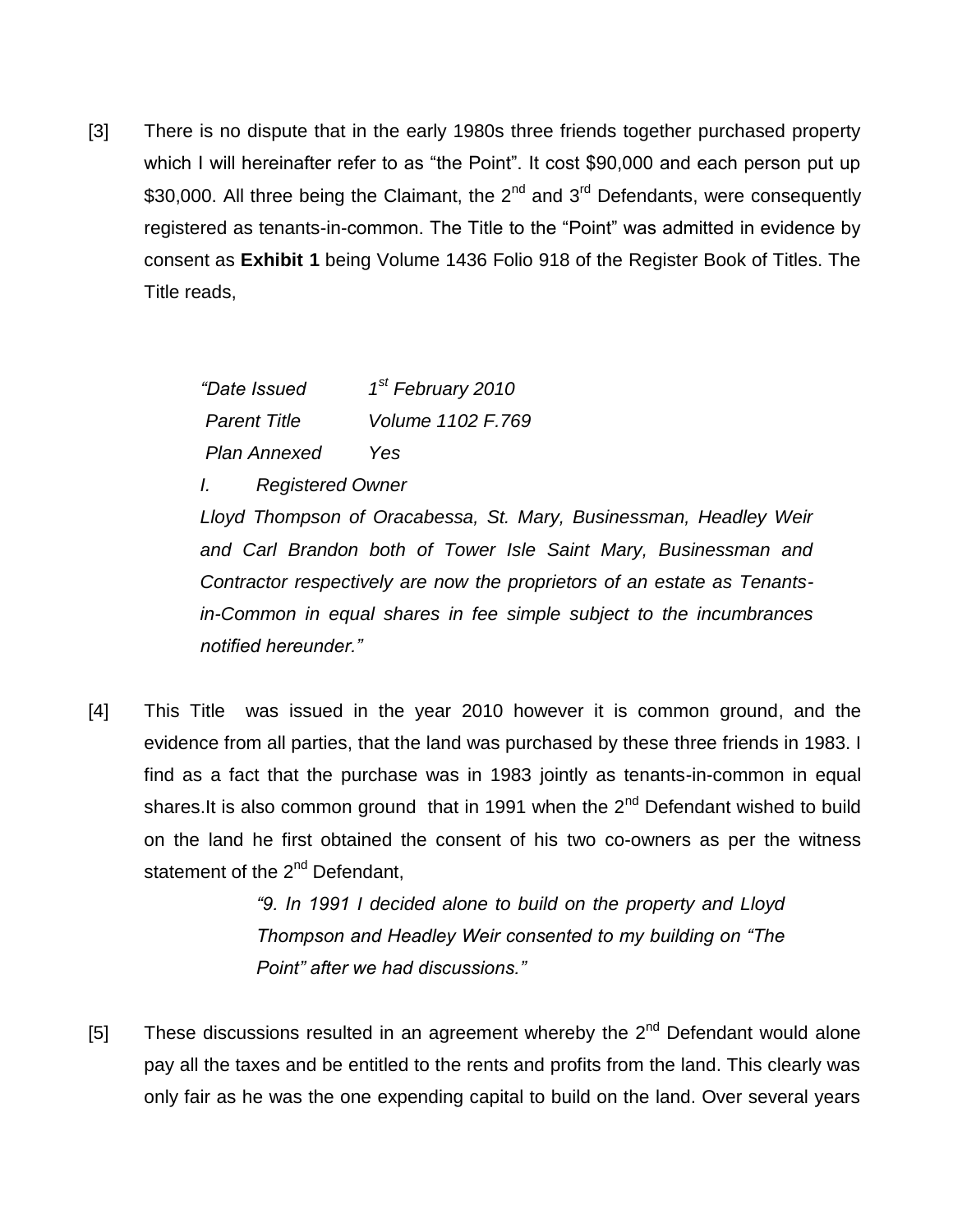[3] There is no dispute that in the early 1980s three friends together purchased property which I will hereinafter refer to as "the Point". It cost $90,000 and each person put up $30,000. All three being the Claimant, the 2nd and 3rd Defendants, were consequently registered as tenants-in-common. The Title to the "Point" was admitted in evidence by consent as **Exhibit 1** being Volume 1436 Folio 918 of the Register Book of Titles. The Title reads,

> *"Date Issued 1st February 2010*
>
> *Parent Title Volume 1102 F.769*
>
> *Plan Annexed Yes*
>
> *I. Registered Owner*
>
> *Lloyd Thompson of Oracabessa, St. Mary, Businessman, Headley Weir and Carl Brandon both of Tower Isle Saint Mary, Businessman and Contractor respectively are now the proprietors of an estate as Tenants-in-Common in equal shares in fee simple subject to the incumbrances notified hereunder."*

[4] This Title was issued in the year 2010 however it is common ground, and the evidence from all parties, that the land was purchased by these three friends in 1983. I find as a fact that the purchase was in 1983 jointly as tenants-in-common in equal shares.It is also common ground that in 1991 when the 2nd Defendant wished to build on the land he first obtained the consent of his two co-owners as per the witness statement of the 2nd Defendant,

> *"9. In 1991 I decided alone to build on the property and Lloyd Thompson and Headley Weir consented to my building on "The Point" after we had discussions."*

[5] These discussions resulted in an agreement whereby the 2nd Defendant would alone pay all the taxes and be entitled to the rents and profits from the land. This clearly was only fair as he was the one expending capital to build on the land. Over several years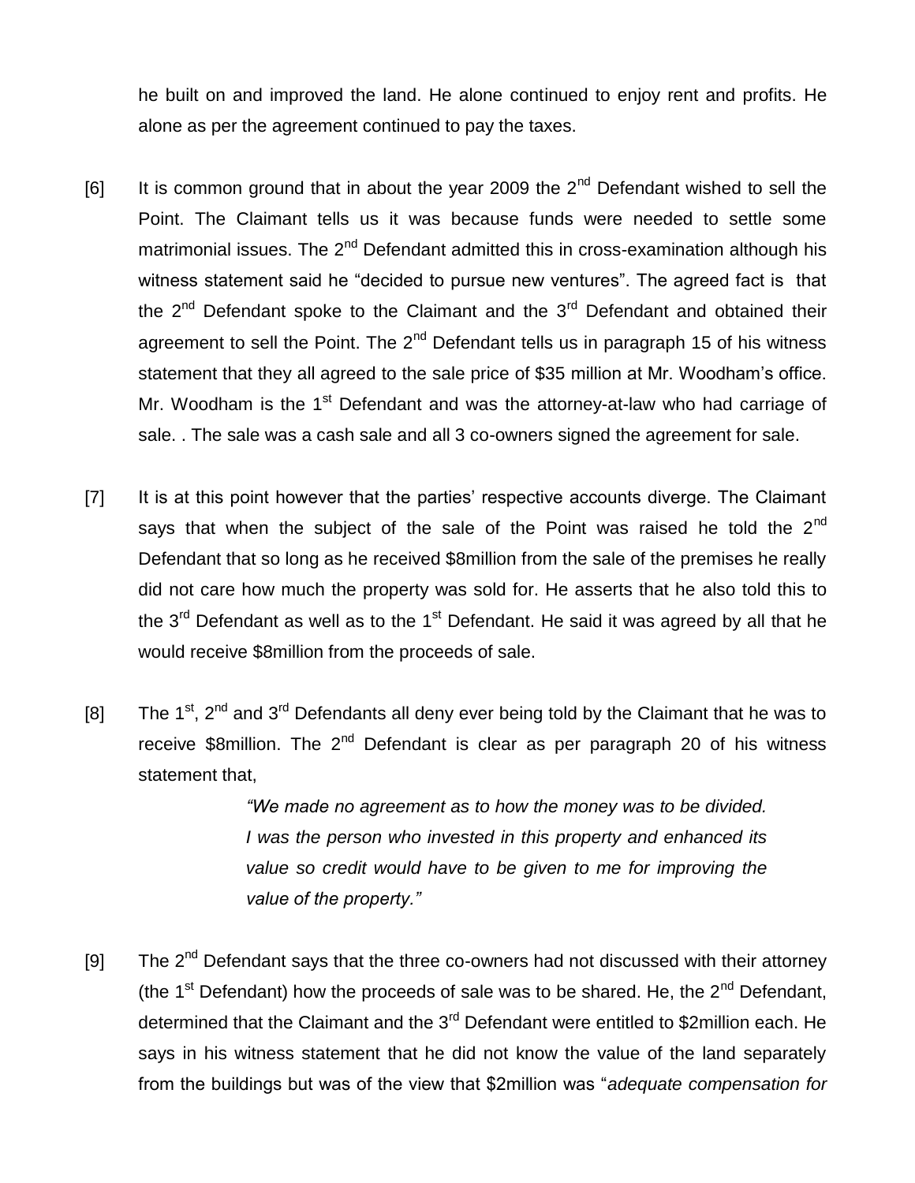he built on and improved the land. He alone continued to enjoy rent and profits. He alone as per the agreement continued to pay the taxes.

[6] It is common ground that in about the year 2009 the 2nd Defendant wished to sell the Point. The Claimant tells us it was because funds were needed to settle some matrimonial issues. The 2nd Defendant admitted this in cross-examination although his witness statement said he "decided to pursue new ventures". The agreed fact is that the 2nd Defendant spoke to the Claimant and the 3rd Defendant and obtained their agreement to sell the Point. The 2nd Defendant tells us in paragraph 15 of his witness statement that they all agreed to the sale price of $35 million at Mr. Woodham's office. Mr. Woodham is the 1st Defendant and was the attorney-at-law who had carriage of sale. . The sale was a cash sale and all 3 co-owners signed the agreement for sale.

[7] It is at this point however that the parties' respective accounts diverge. The Claimant says that when the subject of the sale of the Point was raised he told the 2nd Defendant that so long as he received $8million from the sale of the premises he really did not care how much the property was sold for. He asserts that he also told this to the 3rd Defendant as well as to the 1st Defendant. He said it was agreed by all that he would receive $8million from the proceeds of sale.

[8] The 1st, 2nd and 3rd Defendants all deny ever being told by the Claimant that he was to receive $8million. The 2nd Defendant is clear as per paragraph 20 of his witness statement that,

> *"We made no agreement as to how the money was to be divided. I was the person who invested in this property and enhanced its value so credit would have to be given to me for improving the value of the property."*

[9] The 2nd Defendant says that the three co-owners had not discussed with their attorney (the 1st Defendant) how the proceeds of sale was to be shared. He, the 2nd Defendant, determined that the Claimant and the 3rd Defendant were entitled to $2million each. He says in his witness statement that he did not know the value of the land separately from the buildings but was of the view that $2million was "*adequate compensation for*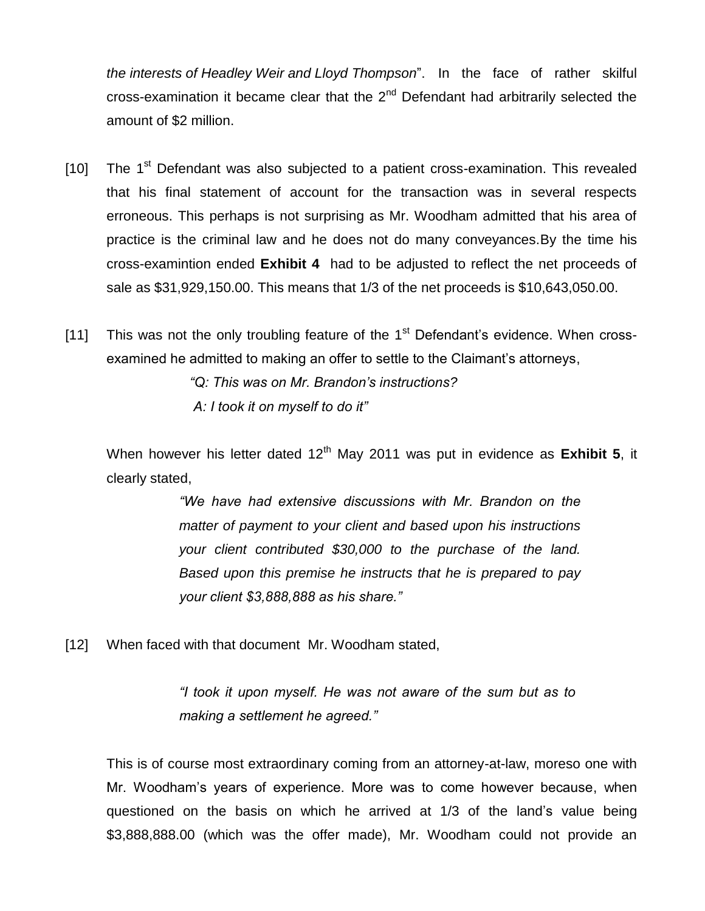*the interests of Headley Weir and Lloyd Thompson*". In the face of rather skilful cross-examination it became clear that the 2nd Defendant had arbitrarily selected the amount of $2 million.

[10] The 1st Defendant was also subjected to a patient cross-examination. This revealed that his final statement of account for the transaction was in several respects erroneous. This perhaps is not surprising as Mr. Woodham admitted that his area of practice is the criminal law and he does not do many conveyances.By the time his cross-examintion ended **Exhibit 4** had to be adjusted to reflect the net proceeds of sale as $31,929,150.00. This means that 1/3 of the net proceeds is $10,643,050.00.

[11] This was not the only troubling feature of the 1st Defendant's evidence. When cross-examined he admitted to making an offer to settle to the Claimant's attorneys,

> *"Q: This was on Mr. Brandon's instructions?*
>
> *A: I took it on myself to do it"*

When however his letter dated 12th May 2011 was put in evidence as **Exhibit 5**, it clearly stated,

> *"We have had extensive discussions with Mr. Brandon on the matter of payment to your client and based upon his instructions your client contributed $30,000 to the purchase of the land. Based upon this premise he instructs that he is prepared to pay your client $3,888,888 as his share."*

[12] When faced with that document Mr. Woodham stated,

> *"I took it upon myself. He was not aware of the sum but as to making a settlement he agreed."*

This is of course most extraordinary coming from an attorney-at-law, moreso one with Mr. Woodham's years of experience. More was to come however because, when questioned on the basis on which he arrived at 1/3 of the land's value being $3,888,888.00 (which was the offer made), Mr. Woodham could not provide an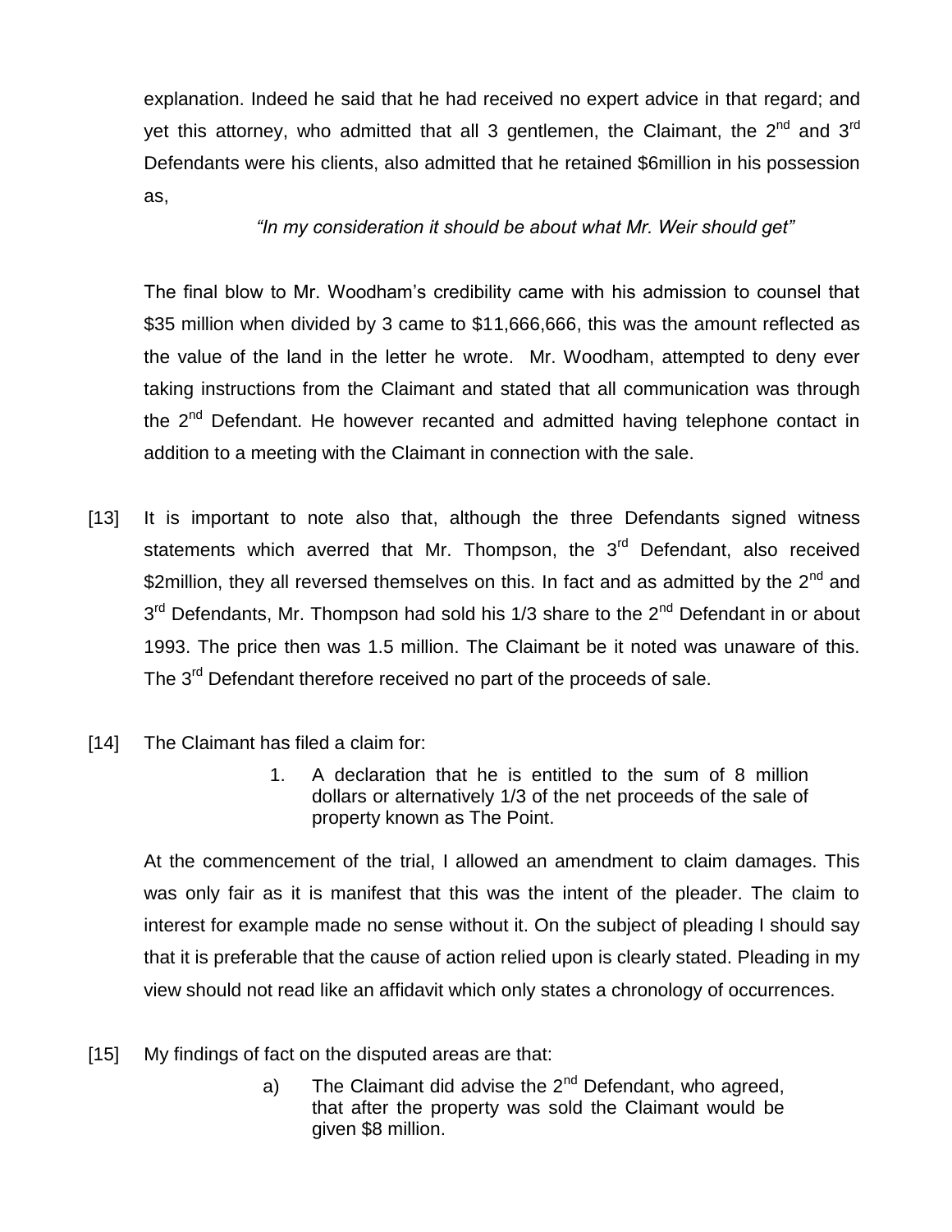explanation. Indeed he said that he had received no expert advice in that regard; and yet this attorney, who admitted that all 3 gentlemen, the Claimant, the 2nd and 3rd Defendants were his clients, also admitted that he retained \$6million in his possession as,

> *"In my consideration it should be about what Mr. Weir should get"*

The final blow to Mr. Woodham's credibility came with his admission to counsel that \$35 million when divided by 3 came to \$11,666,666, this was the amount reflected as the value of the land in the letter he wrote. Mr. Woodham, attempted to deny ever taking instructions from the Claimant and stated that all communication was through the 2nd Defendant. He however recanted and admitted having telephone contact in addition to a meeting with the Claimant in connection with the sale.

[13] It is important to note also that, although the three Defendants signed witness statements which averred that Mr. Thompson, the 3rd Defendant, also received \$2million, they all reversed themselves on this. In fact and as admitted by the 2nd and 3rd Defendants, Mr. Thompson had sold his 1/3 share to the 2nd Defendant in or about 1993. The price then was 1.5 million. The Claimant be it noted was unaware of this. The 3rd Defendant therefore received no part of the proceeds of sale.

[14] The Claimant has filed a claim for:

1. A declaration that he is entitled to the sum of 8 million dollars or alternatively 1/3 of the net proceeds of the sale of property known as The Point.

At the commencement of the trial, I allowed an amendment to claim damages. This was only fair as it is manifest that this was the intent of the pleader. The claim to interest for example made no sense without it. On the subject of pleading I should say that it is preferable that the cause of action relied upon is clearly stated. Pleading in my view should not read like an affidavit which only states a chronology of occurrences.

[15] My findings of fact on the disputed areas are that:

a) The Claimant did advise the 2nd Defendant, who agreed, that after the property was sold the Claimant would be given \$8 million.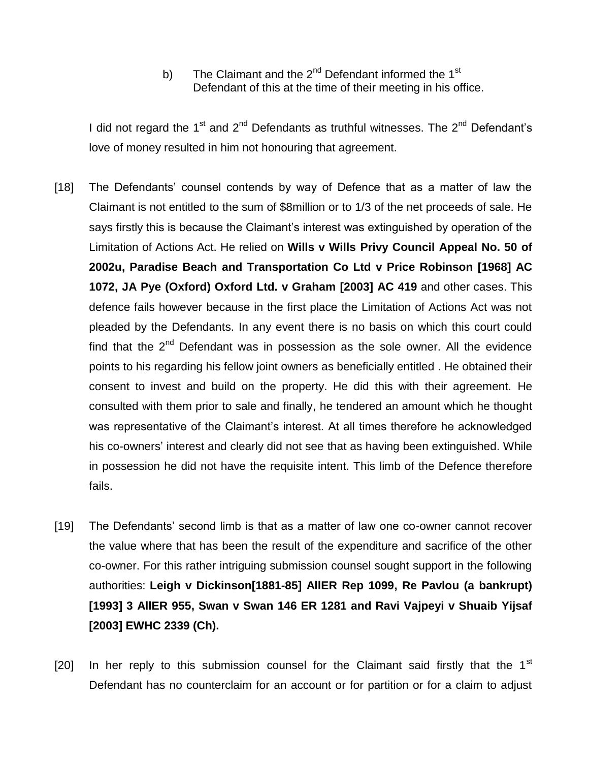b) The Claimant and the 2nd Defendant informed the 1st Defendant of this at the time of their meeting in his office.

I did not regard the 1st and 2nd Defendants as truthful witnesses. The 2nd Defendant's love of money resulted in him not honouring that agreement.

[18] The Defendants' counsel contends by way of Defence that as a matter of law the Claimant is not entitled to the sum of $8million or to 1/3 of the net proceeds of sale. He says firstly this is because the Claimant's interest was extinguished by operation of the Limitation of Actions Act. He relied on **Wills v Wills Privy Council Appeal No. 50 of 2002u, Paradise Beach and Transportation Co Ltd v Price Robinson [1968] AC 1072, JA Pye (Oxford) Oxford Ltd. v Graham [2003] AC 419** and other cases. This defence fails however because in the first place the Limitation of Actions Act was not pleaded by the Defendants. In any event there is no basis on which this court could find that the 2nd Defendant was in possession as the sole owner. All the evidence points to his regarding his fellow joint owners as beneficially entitled . He obtained their consent to invest and build on the property. He did this with their agreement. He consulted with them prior to sale and finally, he tendered an amount which he thought was representative of the Claimant's interest. At all times therefore he acknowledged his co-owners' interest and clearly did not see that as having been extinguished. While in possession he did not have the requisite intent. This limb of the Defence therefore fails.

[19] The Defendants' second limb is that as a matter of law one co-owner cannot recover the value where that has been the result of the expenditure and sacrifice of the other co-owner. For this rather intriguing submission counsel sought support in the following authorities: **Leigh v Dickinson[1881-85] AllER Rep 1099, Re Pavlou (a bankrupt) [1993] 3 AllER 955, Swan v Swan 146 ER 1281 and Ravi Vajpeyi v Shuaib Yijsaf [2003] EWHC 2339 (Ch).**

[20] In her reply to this submission counsel for the Claimant said firstly that the 1st Defendant has no counterclaim for an account or for partition or for a claim to adjust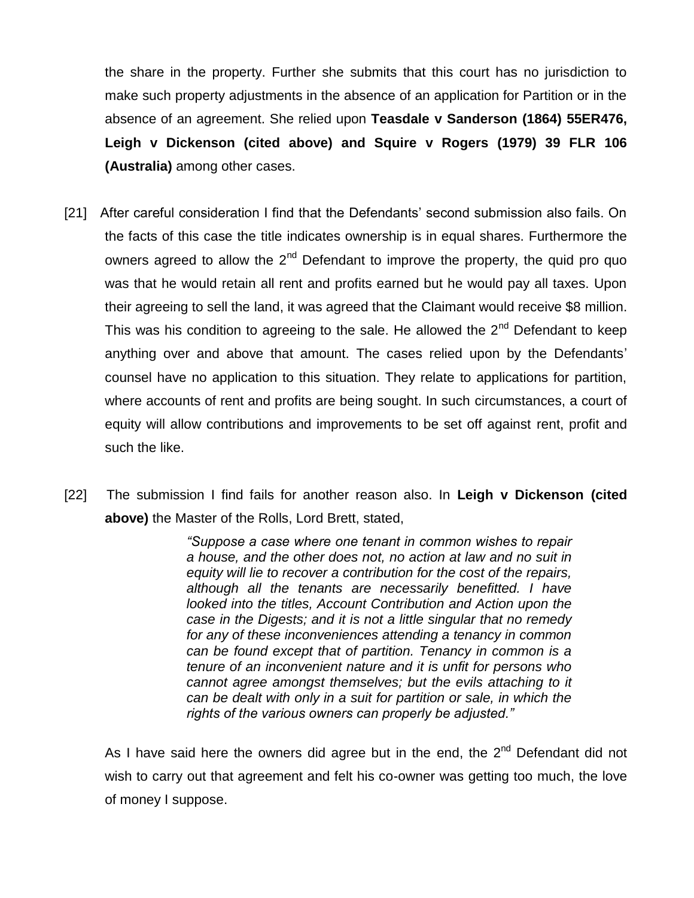the share in the property. Further she submits that this court has no jurisdiction to make such property adjustments in the absence of an application for Partition or in the absence of an agreement. She relied upon **Teasdale v Sanderson (1864) 55ER476, Leigh v Dickenson (cited above) and Squire v Rogers (1979) 39 FLR 106 (Australia)** among other cases.

[21] After careful consideration I find that the Defendants' second submission also fails. On the facts of this case the title indicates ownership is in equal shares. Furthermore the owners agreed to allow the 2nd Defendant to improve the property, the quid pro quo was that he would retain all rent and profits earned but he would pay all taxes. Upon their agreeing to sell the land, it was agreed that the Claimant would receive \$8 million. This was his condition to agreeing to the sale. He allowed the 2nd Defendant to keep anything over and above that amount. The cases relied upon by the Defendants' counsel have no application to this situation. They relate to applications for partition, where accounts of rent and profits are being sought. In such circumstances, a court of equity will allow contributions and improvements to be set off against rent, profit and such the like.

[22] The submission I find fails for another reason also. In **Leigh v Dickenson (cited above)** the Master of the Rolls, Lord Brett, stated,

> *"Suppose a case where one tenant in common wishes to repair a house, and the other does not, no action at law and no suit in equity will lie to recover a contribution for the cost of the repairs, although all the tenants are necessarily benefitted. I have looked into the titles, Account Contribution and Action upon the case in the Digests; and it is not a little singular that no remedy for any of these inconveniences attending a tenancy in common can be found except that of partition. Tenancy in common is a tenure of an inconvenient nature and it is unfit for persons who cannot agree amongst themselves; but the evils attaching to it can be dealt with only in a suit for partition or sale, in which the rights of the various owners can properly be adjusted."*

As I have said here the owners did agree but in the end, the 2nd Defendant did not wish to carry out that agreement and felt his co-owner was getting too much, the love of money I suppose.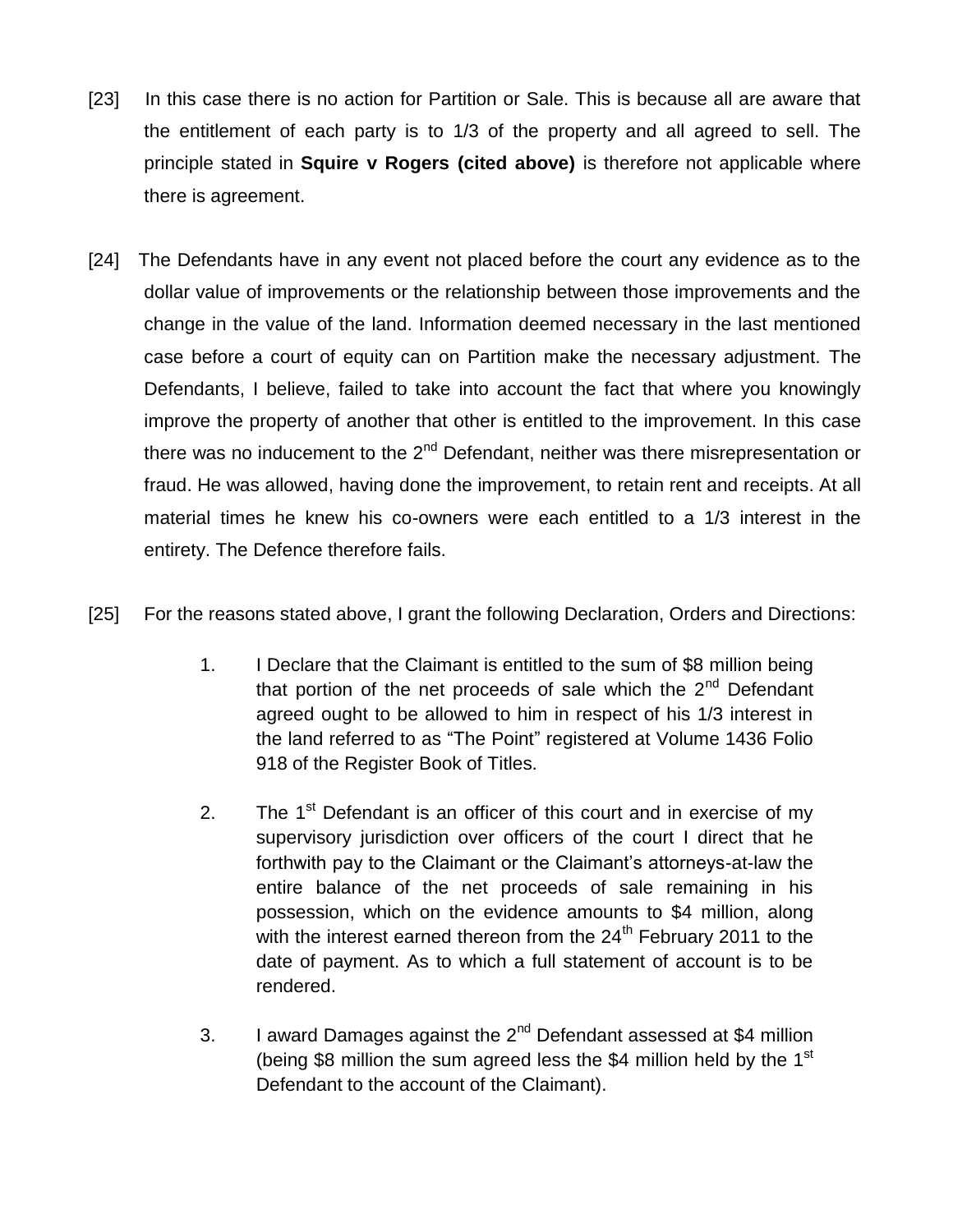[23] In this case there is no action for Partition or Sale. This is because all are aware that the entitlement of each party is to 1/3 of the property and all agreed to sell. The principle stated in **Squire v Rogers (cited above)** is therefore not applicable where there is agreement.

[24] The Defendants have in any event not placed before the court any evidence as to the dollar value of improvements or the relationship between those improvements and the change in the value of the land. Information deemed necessary in the last mentioned case before a court of equity can on Partition make the necessary adjustment. The Defendants, I believe, failed to take into account the fact that where you knowingly improve the property of another that other is entitled to the improvement. In this case there was no inducement to the 2nd Defendant, neither was there misrepresentation or fraud. He was allowed, having done the improvement, to retain rent and receipts. At all material times he knew his co-owners were each entitled to a 1/3 interest in the entirety. The Defence therefore fails.

[25] For the reasons stated above, I grant the following Declaration, Orders and Directions:

1. I Declare that the Claimant is entitled to the sum of $8 million being that portion of the net proceeds of sale which the 2nd Defendant agreed ought to be allowed to him in respect of his 1/3 interest in the land referred to as "The Point" registered at Volume 1436 Folio 918 of the Register Book of Titles.

2. The 1st Defendant is an officer of this court and in exercise of my supervisory jurisdiction over officers of the court I direct that he forthwith pay to the Claimant or the Claimant's attorneys-at-law the entire balance of the net proceeds of sale remaining in his possession, which on the evidence amounts to $4 million, along with the interest earned thereon from the 24th February 2011 to the date of payment. As to which a full statement of account is to be rendered.

3. I award Damages against the 2nd Defendant assessed at $4 million (being $8 million the sum agreed less the $4 million held by the 1st Defendant to the account of the Claimant).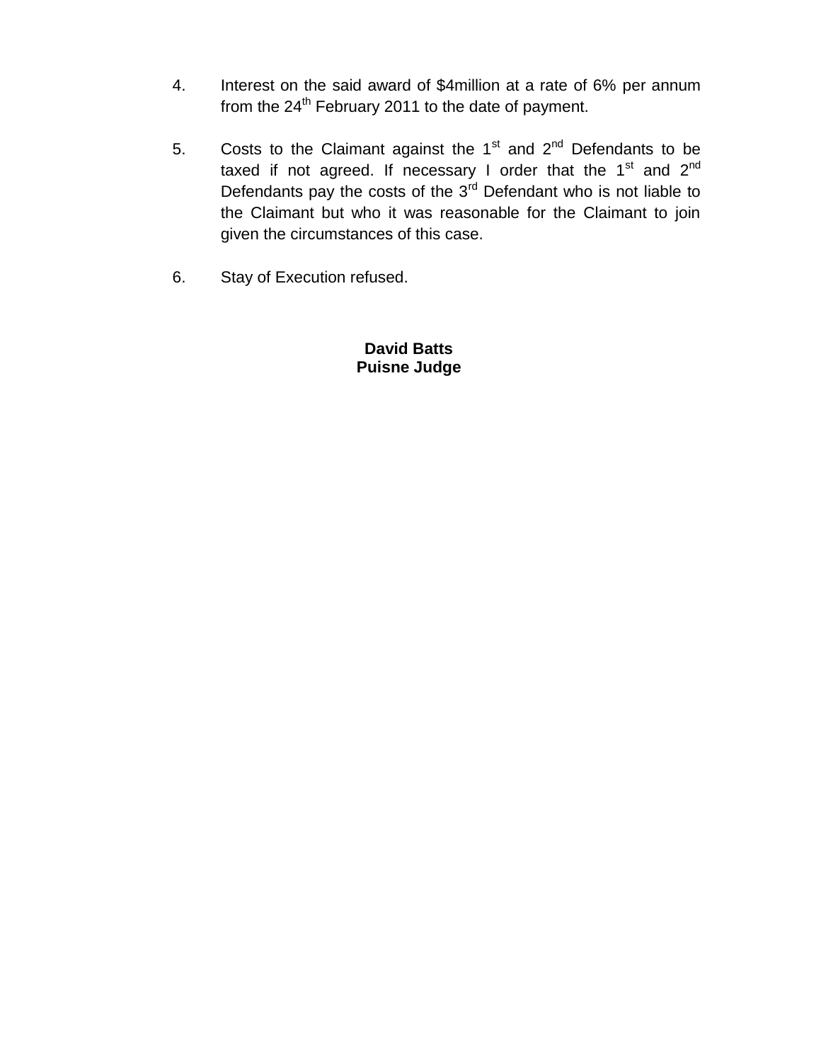4. Interest on the said award of $4million at a rate of 6% per annum from the 24th February 2011 to the date of payment.

5. Costs to the Claimant against the 1st and 2nd Defendants to be taxed if not agreed. If necessary I order that the 1st and 2nd Defendants pay the costs of the 3rd Defendant who is not liable to the Claimant but who it was reasonable for the Claimant to join given the circumstances of this case.

6. Stay of Execution refused.

**David Batts**
**Puisne Judge**